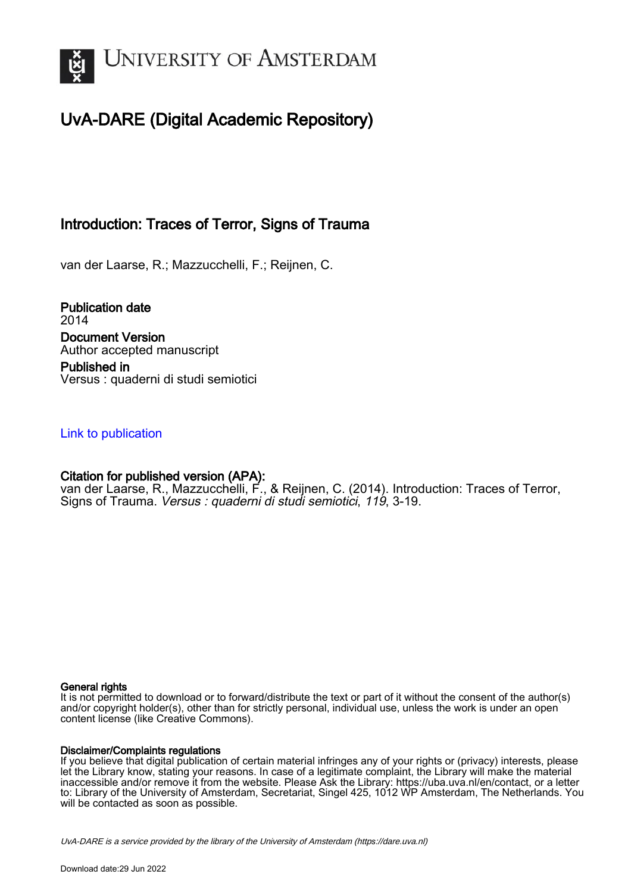# University of Amsterdam

## UvA-DARE (Digital Academic Repository)

### Introduction: Traces of Terror, Signs of Trauma

van der Laarse, R.; Mazzucchelli, F.; Reijnen, C.

**Publication date**
2014

**Document Version**
Author accepted manuscript

**Published in**
Versus : quaderni di studi semiotici

Link to publication

**Citation for published version (APA):**
van der Laarse, R., Mazzucchelli, F., & Reijnen, C. (2014). Introduction: Traces of Terror, Signs of Trauma. *Versus : quaderni di studi semiotici*, *119*, 3-19.

**General rights**
It is not permitted to download or to forward/distribute the text or part of it without the consent of the author(s) and/or copyright holder(s), other than for strictly personal, individual use, unless the work is under an open content license (like Creative Commons).

**Disclaimer/Complaints regulations**
If you believe that digital publication of certain material infringes any of your rights or (privacy) interests, please let the Library know, stating your reasons. In case of a legitimate complaint, the Library will make the material inaccessible and/or remove it from the website. Please Ask the Library: https://uba.uva.nl/en/contact, or a letter to: Library of the University of Amsterdam, Secretariat, Singel 425, 1012 WP Amsterdam, The Netherlands. You will be contacted as soon as possible.

*UvA-DARE is a service provided by the library of the University of Amsterdam (https://dare.uva.nl)*

Download date:29 Jun 2022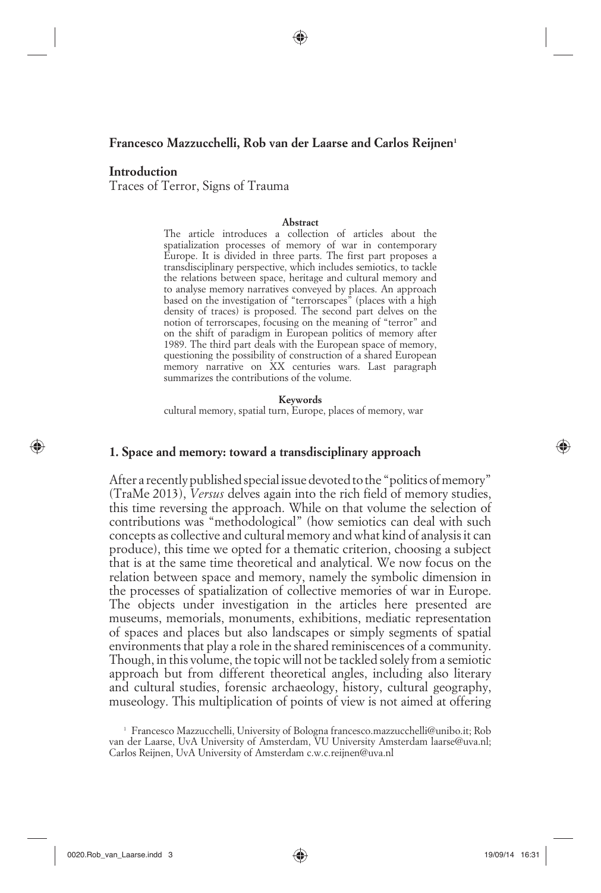**Francesco Mazzucchelli, Rob van der Laarse and Carlos Reijnen**[1]

## Introduction

Traces of Terror, Signs of Trauma

**Abstract**

The article introduces a collection of articles about the spatialization processes of memory of war in contemporary Europe. It is divided in three parts. The first part proposes a transdisciplinary perspective, which includes semiotics, to tackle the relations between space, heritage and cultural memory and to analyse memory narratives conveyed by places. An approach based on the investigation of "terrorscapes" (places with a high density of traces) is proposed. The second part delves on the notion of terrorscapes, focusing on the meaning of "terror" and on the shift of paradigm in European politics of memory after 1989. The third part deals with the European space of memory, questioning the possibility of construction of a shared European memory narrative on XX centuries wars. Last paragraph summarizes the contributions of the volume.

**Keywords**

cultural memory, spatial turn, Europe, places of memory, war

### 1. Space and memory: toward a transdisciplinary approach

After a recently published special issue devoted to the "politics of memory" (TraMe 2013), *Versus* delves again into the rich field of memory studies, this time reversing the approach. While on that volume the selection of contributions was "methodological" (how semiotics can deal with such concepts as collective and cultural memory and what kind of analysis it can produce), this time we opted for a thematic criterion, choosing a subject that is at the same time theoretical and analytical. We now focus on the relation between space and memory, namely the symbolic dimension in the processes of spatialization of collective memories of war in Europe. The objects under investigation in the articles here presented are museums, memorials, monuments, exhibitions, mediatic representation of spaces and places but also landscapes or simply segments of spatial environments that play a role in the shared reminiscences of a community. Though, in this volume, the topic will not be tackled solely from a semiotic approach but from different theoretical angles, including also literary and cultural studies, forensic archaeology, history, cultural geography, museology. This multiplication of points of view is not aimed at offering

[1] Francesco Mazzucchelli, University of Bologna francesco.mazzucchelli@unibo.it; Rob van der Laarse, UvA University of Amsterdam, VU University Amsterdam laarse@uva.nl; Carlos Reijnen, UvA University of Amsterdam c.w.c.reijnen@uva.nl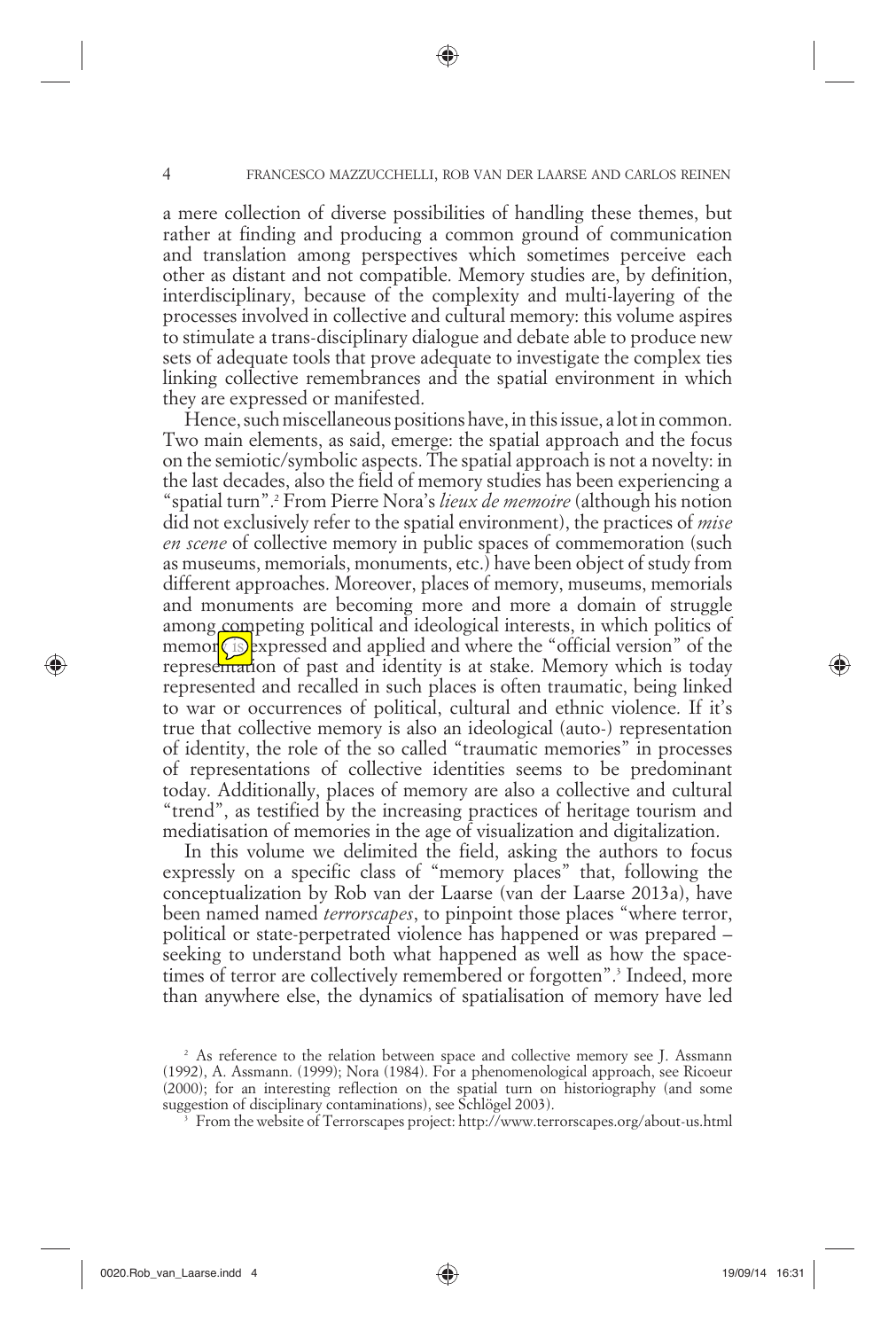a mere collection of diverse possibilities of handling these themes, but rather at finding and producing a common ground of communication and translation among perspectives which sometimes perceive each other as distant and not compatible. Memory studies are, by definition, interdisciplinary, because of the complexity and multi-layering of the processes involved in collective and cultural memory: this volume aspires to stimulate a trans-disciplinary dialogue and debate able to produce new sets of adequate tools that prove adequate to investigate the complex ties linking collective remembrances and the spatial environment in which they are expressed or manifested.

Hence, such miscellaneous positions have, in this issue, a lot in common. Two main elements, as said, emerge: the spatial approach and the focus on the semiotic/symbolic aspects. The spatial approach is not a novelty: in the last decades, also the field of memory studies has been experiencing a "spatial turn".[2] From Pierre Nora's *lieux de memoire* (although his notion did not exclusively refer to the spatial environment), the practices of *mise en scene* of collective memory in public spaces of commemoration (such as museums, memorials, monuments, etc.) have been object of study from different approaches. Moreover, places of memory, museums, memorials and monuments are becoming more and more a domain of struggle among competing political and ideological interests, in which politics of memory is expressed and applied and where the "official version" of the representation of past and identity is at stake. Memory which is today represented and recalled in such places is often traumatic, being linked to war or occurrences of political, cultural and ethnic violence. If it's true that collective memory is also an ideological (auto-) representation of identity, the role of the so called "traumatic memories" in processes of representations of collective identities seems to be predominant today. Additionally, places of memory are also a collective and cultural "trend", as testified by the increasing practices of heritage tourism and mediatisation of memories in the age of visualization and digitalization.

In this volume we delimited the field, asking the authors to focus expressly on a specific class of "memory places" that, following the conceptualization by Rob van der Laarse (van der Laarse 2013a), have been named named *terrorscapes*, to pinpoint those places "where terror, political or state-perpetrated violence has happened or was prepared – seeking to understand both what happened as well as how the space-times of terror are collectively remembered or forgotten".[3] Indeed, more than anywhere else, the dynamics of spatialisation of memory have led

[2] As reference to the relation between space and collective memory see J. Assmann (1992), A. Assmann. (1999); Nora (1984). For a phenomenological approach, see Ricoeur (2000); for an interesting reflection on the spatial turn on historiography (and some suggestion of disciplinary contaminations), see Schlögel 2003).

[3] From the website of Terrorscapes project: http://www.terrorscapes.org/about-us.html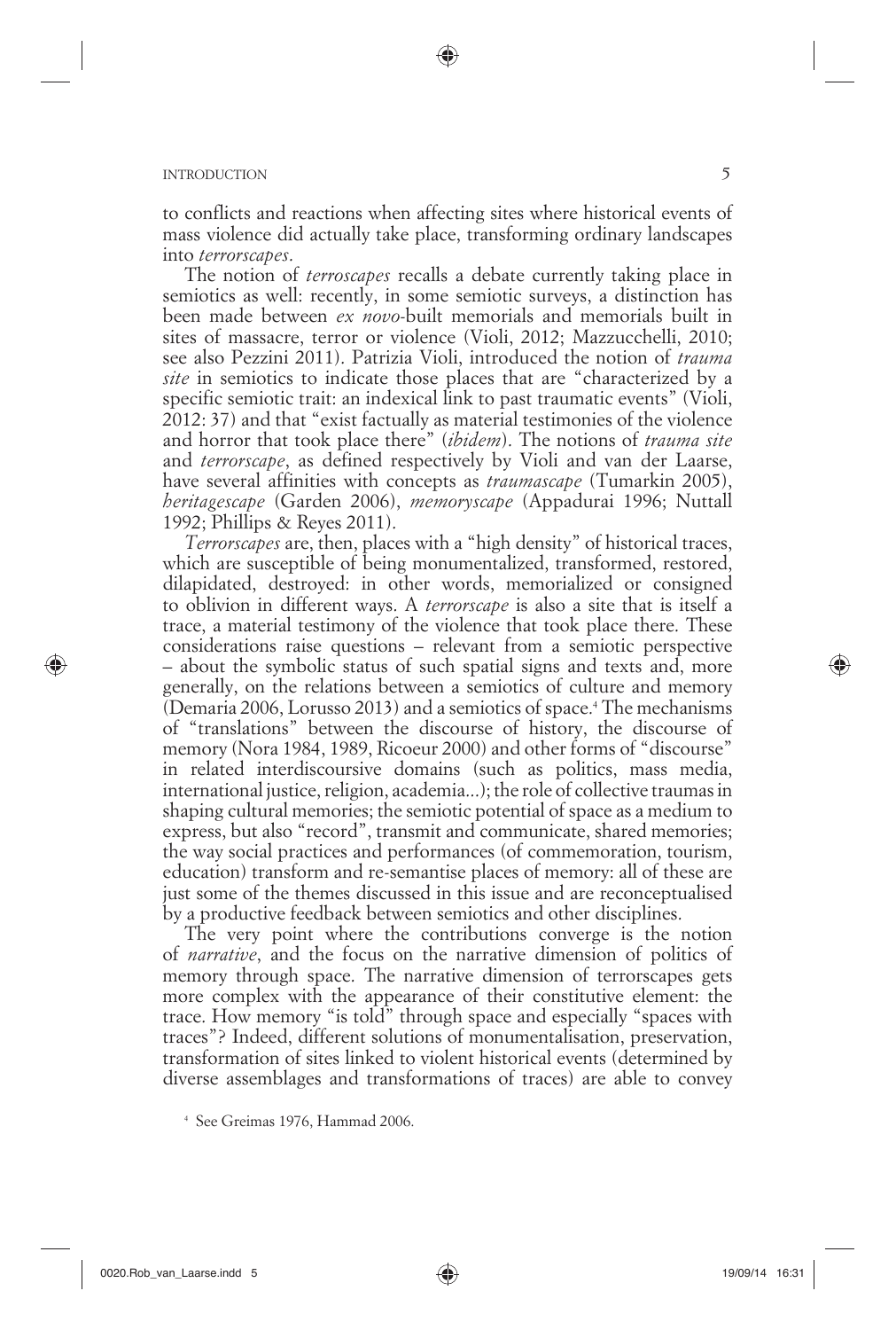to conflicts and reactions when affecting sites where historical events of mass violence did actually take place, transforming ordinary landscapes into *terrorscapes*.

The notion of *terroscapes* recalls a debate currently taking place in semiotics as well: recently, in some semiotic surveys, a distinction has been made between *ex novo*-built memorials and memorials built in sites of massacre, terror or violence (Violi, 2012; Mazzucchelli, 2010; see also Pezzini 2011). Patrizia Violi, introduced the notion of *trauma site* in semiotics to indicate those places that are "characterized by a specific semiotic trait: an indexical link to past traumatic events" (Violi, 2012: 37) and that "exist factually as material testimonies of the violence and horror that took place there" (*ibidem*). The notions of *trauma site* and *terrorscape*, as defined respectively by Violi and van der Laarse, have several affinities with concepts as *traumascape* (Tumarkin 2005), *heritagescape* (Garden 2006), *memoryscape* (Appadurai 1996; Nuttall 1992; Phillips & Reyes 2011).

*Terrorscapes* are, then, places with a "high density" of historical traces, which are susceptible of being monumentalized, transformed, restored, dilapidated, destroyed: in other words, memorialized or consigned to oblivion in different ways. A *terrorscape* is also a site that is itself a trace, a material testimony of the violence that took place there. These considerations raise questions – relevant from a semiotic perspective – about the symbolic status of such spatial signs and texts and, more generally, on the relations between a semiotics of culture and memory (Demaria 2006, Lorusso 2013) and a semiotics of space.[4] The mechanisms of "translations" between the discourse of history, the discourse of memory (Nora 1984, 1989, Ricoeur 2000) and other forms of "discourse" in related interdiscoursive domains (such as politics, mass media, international justice, religion, academia...); the role of collective traumas in shaping cultural memories; the semiotic potential of space as a medium to express, but also "record", transmit and communicate, shared memories; the way social practices and performances (of commemoration, tourism, education) transform and re-semantise places of memory: all of these are just some of the themes discussed in this issue and are reconceptualised by a productive feedback between semiotics and other disciplines.

The very point where the contributions converge is the notion of *narrative*, and the focus on the narrative dimension of politics of memory through space. The narrative dimension of terrorscapes gets more complex with the appearance of their constitutive element: the trace. How memory "is told" through space and especially "spaces with traces"? Indeed, different solutions of monumentalisation, preservation, transformation of sites linked to violent historical events (determined by diverse assemblages and transformations of traces) are able to convey

[4] See Greimas 1976, Hammad 2006.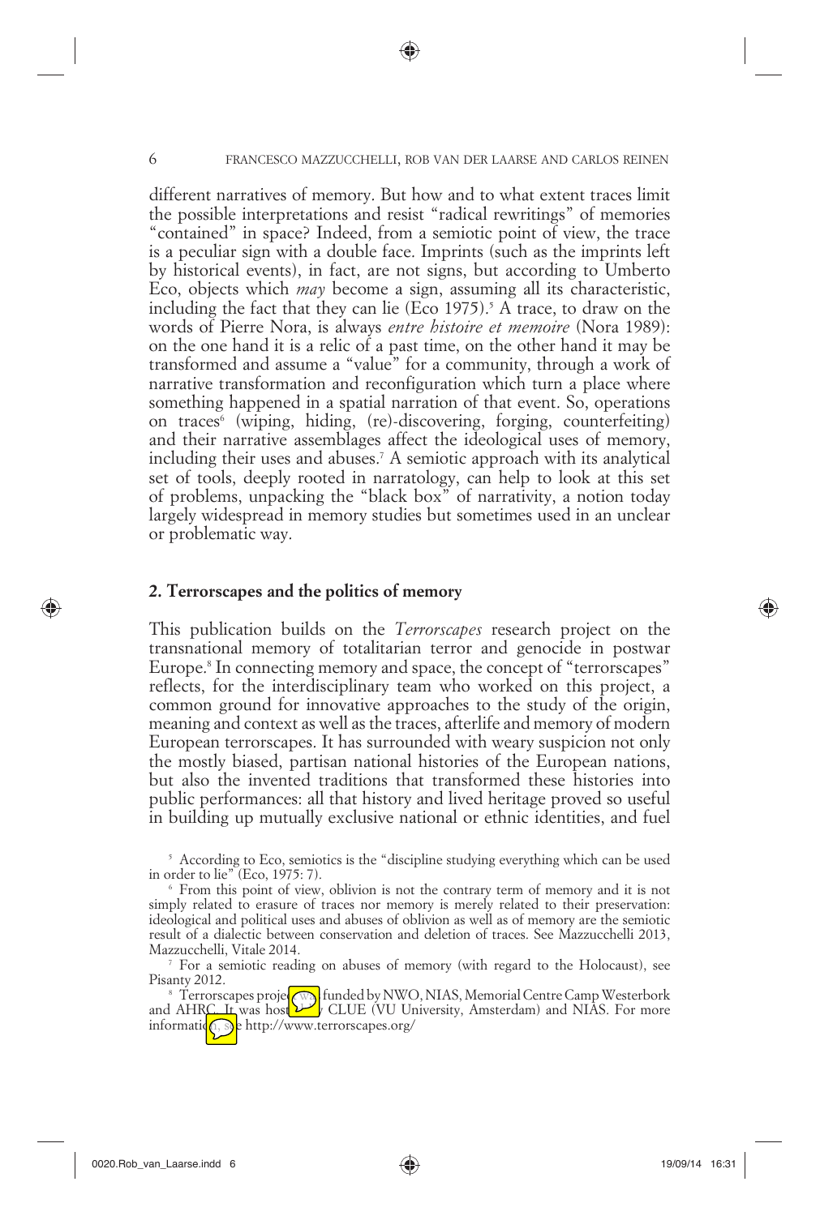different narratives of memory. But how and to what extent traces limit the possible interpretations and resist "radical rewritings" of memories "contained" in space? Indeed, from a semiotic point of view, the trace is a peculiar sign with a double face. Imprints (such as the imprints left by historical events), in fact, are not signs, but according to Umberto Eco, objects which *may* become a sign, assuming all its characteristic, including the fact that they can lie (Eco 1975).[5] A trace, to draw on the words of Pierre Nora, is always *entre histoire et memoire* (Nora 1989): on the one hand it is a relic of a past time, on the other hand it may be transformed and assume a "value" for a community, through a work of narrative transformation and reconfiguration which turn a place where something happened in a spatial narration of that event. So, operations on traces[6] (wiping, hiding, (re)-discovering, forging, counterfeiting) and their narrative assemblages affect the ideological uses of memory, including their uses and abuses.[7] A semiotic approach with its analytical set of tools, deeply rooted in narratology, can help to look at this set of problems, unpacking the "black box" of narrativity, a notion today largely widespread in memory studies but sometimes used in an unclear or problematic way.

## 2. Terrorscapes and the politics of memory

This publication builds on the *Terrorscapes* research project on the transnational memory of totalitarian terror and genocide in postwar Europe.[8] In connecting memory and space, the concept of "terrorscapes" reflects, for the interdisciplinary team who worked on this project, a common ground for innovative approaches to the study of the origin, meaning and context as well as the traces, afterlife and memory of modern European terrorscapes. It has surrounded with weary suspicion not only the mostly biased, partisan national histories of the European nations, but also the invented traditions that transformed these histories into public performances: all that history and lived heritage proved so useful in building up mutually exclusive national or ethnic identities, and fuel

[5] According to Eco, semiotics is the "discipline studying everything which can be used in order to lie" (Eco, 1975: 7).

[6] From this point of view, oblivion is not the contrary term of memory and it is not simply related to erasure of traces nor memory is merely related to their preservation: ideological and political uses and abuses of oblivion as well as of memory are the semiotic result of a dialectic between conservation and deletion of traces. See Mazzucchelli 2013, Mazzucchelli, Vitale 2014.

[7] For a semiotic reading on abuses of memory (with regard to the Holocaust), see Pisanty 2012.

[8] Terrorscapes project was funded by NWO, NIAS, Memorial Centre Camp Westerbork and AHRC. It was hosted by CLUE (VU University, Amsterdam) and NIAS. For more information, see http://www.terrorscapes.org/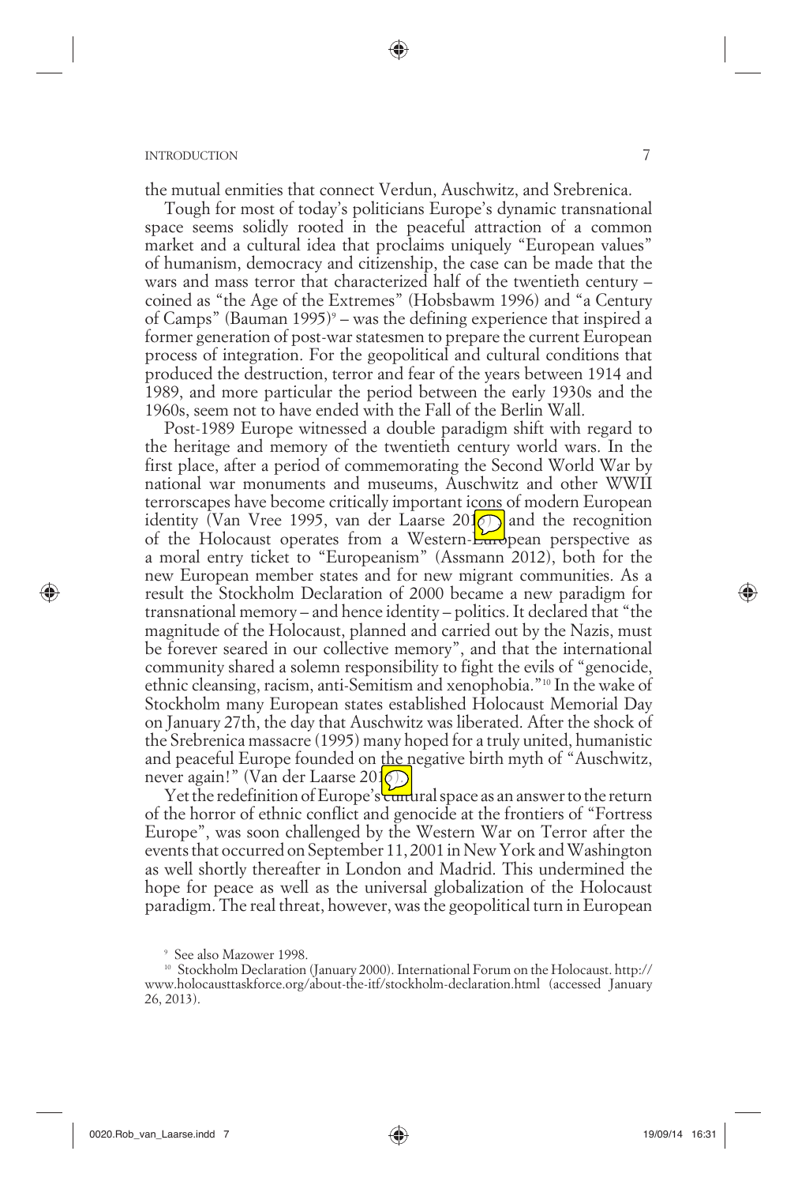the mutual enmities that connect Verdun, Auschwitz, and Srebrenica.

Tough for most of today's politicians Europe's dynamic transnational space seems solidly rooted in the peaceful attraction of a common market and a cultural idea that proclaims uniquely "European values" of humanism, democracy and citizenship, the case can be made that the wars and mass terror that characterized half of the twentieth century – coined as "the Age of the Extremes" (Hobsbawm 1996) and "a Century of Camps" (Bauman 1995)[9] – was the defining experience that inspired a former generation of post-war statesmen to prepare the current European process of integration. For the geopolitical and cultural conditions that produced the destruction, terror and fear of the years between 1914 and 1989, and more particular the period between the early 1930s and the 1960s, seem not to have ended with the Fall of the Berlin Wall.

Post-1989 Europe witnessed a double paradigm shift with regard to the heritage and memory of the twentieth century world wars. In the first place, after a period of commemorating the Second World War by national war monuments and museums, Auschwitz and other WWII terrorscapes have become critically important icons of modern European identity (Van Vree 1995, van der Laarse 201 ) and the recognition of the Holocaust operates from a Western-European perspective as a moral entry ticket to "Europeanism" (Assmann 2012), both for the new European member states and for new migrant communities. As a result the Stockholm Declaration of 2000 became a new paradigm for transnational memory – and hence identity – politics. It declared that "the magnitude of the Holocaust, planned and carried out by the Nazis, must be forever seared in our collective memory", and that the international community shared a solemn responsibility to fight the evils of "genocide, ethnic cleansing, racism, anti-Semitism and xenophobia."[10] In the wake of Stockholm many European states established Holocaust Memorial Day on January 27th, the day that Auschwitz was liberated. After the shock of the Srebrenica massacre (1995) many hoped for a truly united, humanistic and peaceful Europe founded on the negative birth myth of "Auschwitz, never again!" (Van der Laarse 201 )

Yet the redefinition of Europe's cultural space as an answer to the return of the horror of ethnic conflict and genocide at the frontiers of "Fortress Europe", was soon challenged by the Western War on Terror after the events that occurred on September 11, 2001 in New York and Washington as well shortly thereafter in London and Madrid. This undermined the hope for peace as well as the universal globalization of the Holocaust paradigm. The real threat, however, was the geopolitical turn in European

---

[9] See also Mazower 1998.

[10] Stockholm Declaration (January 2000). International Forum on the Holocaust. http://www.holocausttaskforce.org/about-the-itf/stockholm-declaration.html (accessed January 26, 2013).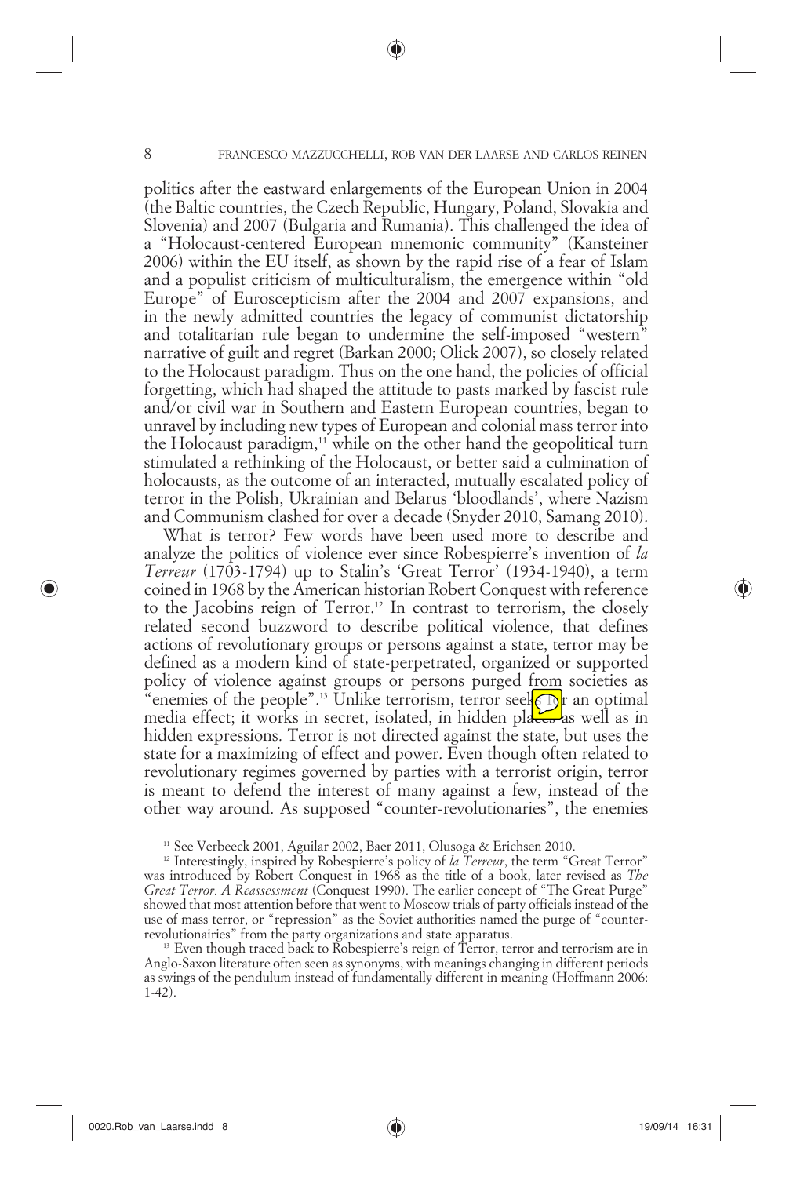politics after the eastward enlargements of the European Union in 2004 (the Baltic countries, the Czech Republic, Hungary, Poland, Slovakia and Slovenia) and 2007 (Bulgaria and Rumania). This challenged the idea of a "Holocaust-centered European mnemonic community" (Kansteiner 2006) within the EU itself, as shown by the rapid rise of a fear of Islam and a populist criticism of multiculturalism, the emergence within "old Europe" of Euroscepticism after the 2004 and 2007 expansions, and in the newly admitted countries the legacy of communist dictatorship and totalitarian rule began to undermine the self-imposed "western" narrative of guilt and regret (Barkan 2000; Olick 2007), so closely related to the Holocaust paradigm. Thus on the one hand, the policies of official forgetting, which had shaped the attitude to pasts marked by fascist rule and/or civil war in Southern and Eastern European countries, began to unravel by including new types of European and colonial mass terror into the Holocaust paradigm,[11] while on the other hand the geopolitical turn stimulated a rethinking of the Holocaust, or better said a culmination of holocausts, as the outcome of an interacted, mutually escalated policy of terror in the Polish, Ukrainian and Belarus 'bloodlands', where Nazism and Communism clashed for over a decade (Snyder 2010, Samang 2010).

What is terror? Few words have been used more to describe and analyze the politics of violence ever since Robespierre's invention of *la Terreur* (1703-1794) up to Stalin's 'Great Terror' (1934-1940), a term coined in 1968 by the American historian Robert Conquest with reference to the Jacobins reign of Terror.[12] In contrast to terrorism, the closely related second buzzword to describe political violence, that defines actions of revolutionary groups or persons against a state, terror may be defined as a modern kind of state-perpetrated, organized or supported policy of violence against groups or persons purged from societies as "enemies of the people".[13] Unlike terrorism, terror seeks for an optimal media effect; it works in secret, isolated, in hidden places as well as in hidden expressions. Terror is not directed against the state, but uses the state for a maximizing of effect and power. Even though often related to revolutionary regimes governed by parties with a terrorist origin, terror is meant to defend the interest of many against a few, instead of the other way around. As supposed "counter-revolutionaries", the enemies

[11] See Verbeeck 2001, Aguilar 2002, Baer 2011, Olusoga & Erichsen 2010.

[12] Interestingly, inspired by Robespierre's policy of *la Terreur*, the term "Great Terror" was introduced by Robert Conquest in 1968 as the title of a book, later revised as *The Great Terror. A Reassessment* (Conquest 1990). The earlier concept of "The Great Purge" showed that most attention before that went to Moscow trials of party officials instead of the use of mass terror, or "repression" as the Soviet authorities named the purge of "counter-revolutionairies" from the party organizations and state apparatus.

[13] Even though traced back to Robespierre's reign of Terror, terror and terrorism are in Anglo-Saxon literature often seen as synonyms, with meanings changing in different periods as swings of the pendulum instead of fundamentally different in meaning (Hoffmann 2006: 1-42).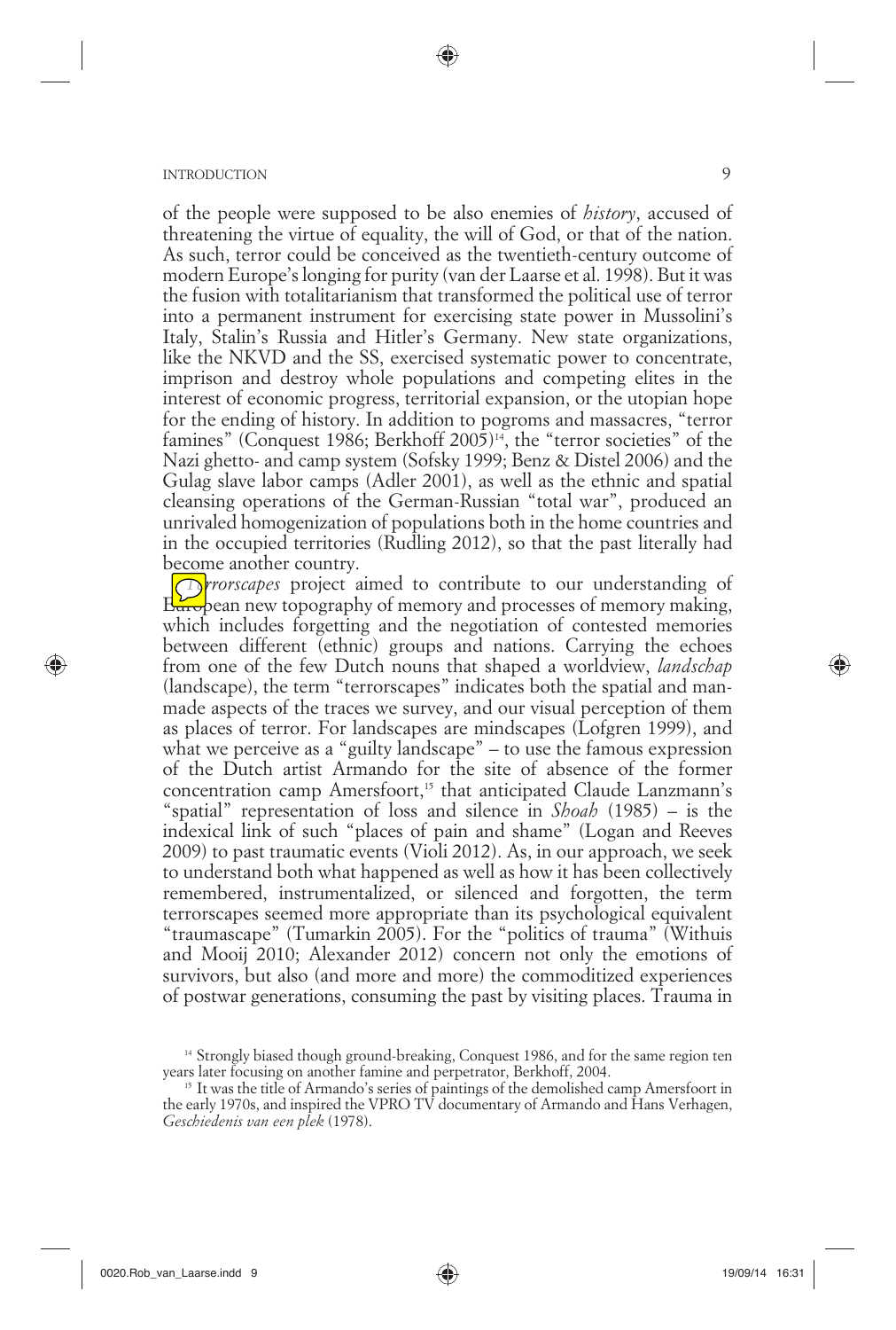of the people were supposed to be also enemies of *history*, accused of threatening the virtue of equality, the will of God, or that of the nation. As such, terror could be conceived as the twentieth-century outcome of modern Europe's longing for purity (van der Laarse et al. 1998). But it was the fusion with totalitarianism that transformed the political use of terror into a permanent instrument for exercising state power in Mussolini's Italy, Stalin's Russia and Hitler's Germany. New state organizations, like the NKVD and the SS, exercised systematic power to concentrate, imprison and destroy whole populations and competing elites in the interest of economic progress, territorial expansion, or the utopian hope for the ending of history. In addition to pogroms and massacres, "terror famines" (Conquest 1986; Berkhoff 2005)[14], the "terror societies" of the Nazi ghetto- and camp system (Sofsky 1999; Benz & Distel 2006) and the Gulag slave labor camps (Adler 2001), as well as the ethnic and spatial cleansing operations of the German-Russian "total war", produced an unrivaled homogenization of populations both in the home countries and in the occupied territories (Rudling 2012), so that the past literally had become another country.

The *Terrorscapes* project aimed to contribute to our understanding of European new topography of memory and processes of memory making, which includes forgetting and the negotiation of contested memories between different (ethnic) groups and nations. Carrying the echoes from one of the few Dutch nouns that shaped a worldview, *landschap* (landscape), the term "terrorscapes" indicates both the spatial and man-made aspects of the traces we survey, and our visual perception of them as places of terror. For landscapes are mindscapes (Lofgren 1999), and what we perceive as a "guilty landscape" – to use the famous expression of the Dutch artist Armando for the site of absence of the former concentration camp Amersfoort,[15] that anticipated Claude Lanzmann's "spatial" representation of loss and silence in *Shoah* (1985) – is the indexical link of such "places of pain and shame" (Logan and Reeves 2009) to past traumatic events (Violi 2012). As, in our approach, we seek to understand both what happened as well as how it has been collectively remembered, instrumentalized, or silenced and forgotten, the term terrorscapes seemed more appropriate than its psychological equivalent "traumascape" (Tumarkin 2005). For the "politics of trauma" (Withuis and Mooij 2010; Alexander 2012) concern not only the emotions of survivors, but also (and more and more) the commoditized experiences of postwar generations, consuming the past by visiting places. Trauma in

[14] Strongly biased though ground-breaking, Conquest 1986, and for the same region ten years later focusing on another famine and perpetrator, Berkhoff, 2004.

[15] It was the title of Armando's series of paintings of the demolished camp Amersfoort in the early 1970s, and inspired the VPRO TV documentary of Armando and Hans Verhagen, *Geschiedenis van een plek* (1978).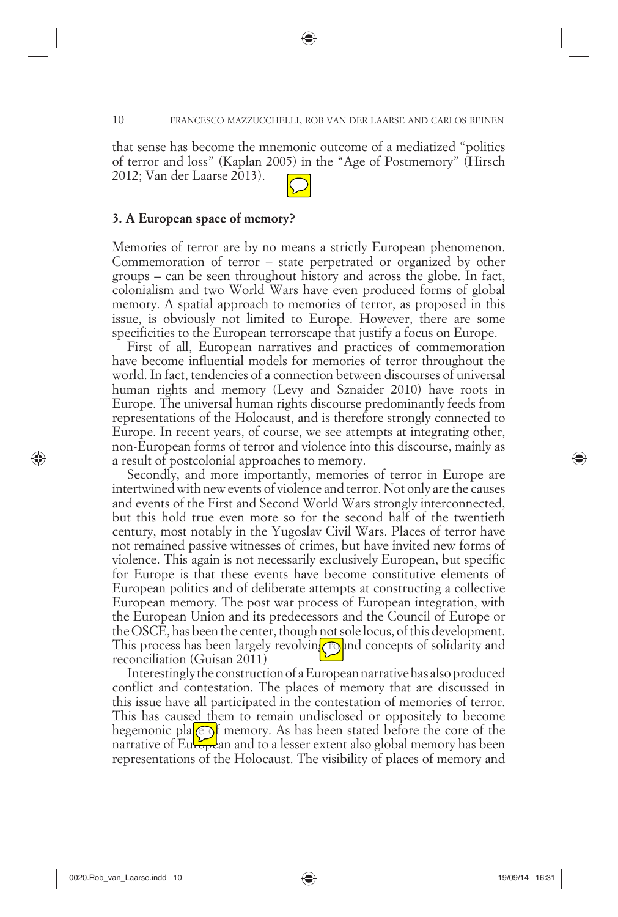that sense has become the mnemonic outcome of a mediatized "politics of terror and loss" (Kaplan 2005) in the "Age of Postmemory" (Hirsch 2012; Van der Laarse 2013).

### 3. A European space of memory?

Memories of terror are by no means a strictly European phenomenon. Commemoration of terror – state perpetrated or organized by other groups – can be seen throughout history and across the globe. In fact, colonialism and two World Wars have even produced forms of global memory. A spatial approach to memories of terror, as proposed in this issue, is obviously not limited to Europe. However, there are some specificities to the European terrorscape that justify a focus on Europe.

First of all, European narratives and practices of commemoration have become influential models for memories of terror throughout the world. In fact, tendencies of a connection between discourses of universal human rights and memory (Levy and Sznaider 2010) have roots in Europe. The universal human rights discourse predominantly feeds from representations of the Holocaust, and is therefore strongly connected to Europe. In recent years, of course, we see attempts at integrating other, non-European forms of terror and violence into this discourse, mainly as a result of postcolonial approaches to memory.

Secondly, and more importantly, memories of terror in Europe are intertwined with new events of violence and terror. Not only are the causes and events of the First and Second World Wars strongly interconnected, but this hold true even more so for the second half of the twentieth century, most notably in the Yugoslav Civil Wars. Places of terror have not remained passive witnesses of crimes, but have invited new forms of violence. This again is not necessarily exclusively European, but specific for Europe is that these events have become constitutive elements of European politics and of deliberate attempts at constructing a collective European memory. The post war process of European integration, with the European Union and its predecessors and the Council of Europe or the OSCE, has been the center, though not sole locus, of this development. This process has been largely revolving around concepts of solidarity and reconciliation (Guisan 2011)

Interestingly the construction of a European narrative has also produced conflict and contestation. The places of memory that are discussed in this issue have all participated in the contestation of memories of terror. This has caused them to remain undisclosed or oppositely to become hegemonic place of memory. As has been stated before the core of the narrative of European and to a lesser extent also global memory has been representations of the Holocaust. The visibility of places of memory and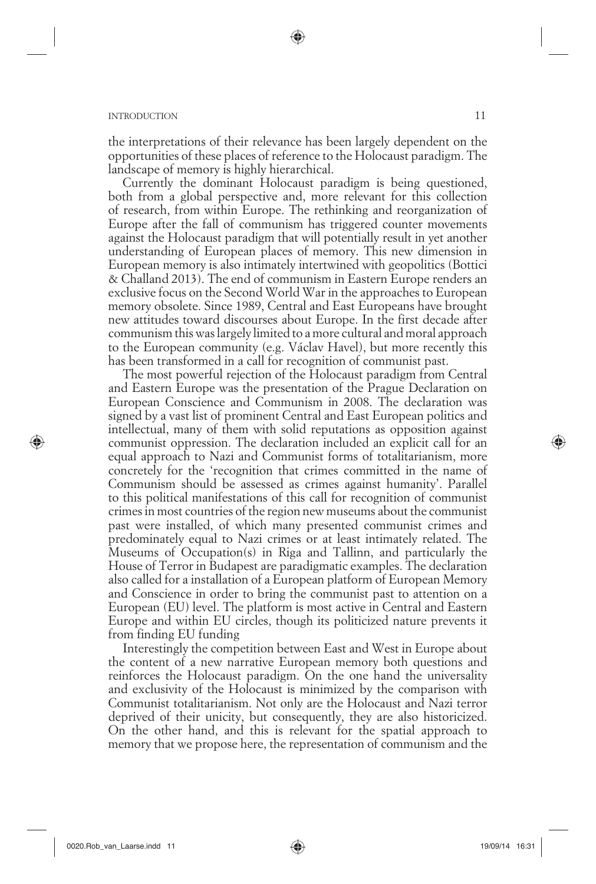the interpretations of their relevance has been largely dependent on the opportunities of these places of reference to the Holocaust paradigm. The landscape of memory is highly hierarchical.

Currently the dominant Holocaust paradigm is being questioned, both from a global perspective and, more relevant for this collection of research, from within Europe. The rethinking and reorganization of Europe after the fall of communism has triggered counter movements against the Holocaust paradigm that will potentially result in yet another understanding of European places of memory. This new dimension in European memory is also intimately intertwined with geopolitics (Bottici & Challand 2013). The end of communism in Eastern Europe renders an exclusive focus on the Second World War in the approaches to European memory obsolete. Since 1989, Central and East Europeans have brought new attitudes toward discourses about Europe. In the first decade after communism this was largely limited to a more cultural and moral approach to the European community (e.g. Václav Havel), but more recently this has been transformed in a call for recognition of communist past.

The most powerful rejection of the Holocaust paradigm from Central and Eastern Europe was the presentation of the Prague Declaration on European Conscience and Communism in 2008. The declaration was signed by a vast list of prominent Central and East European politics and intellectual, many of them with solid reputations as opposition against communist oppression. The declaration included an explicit call for an equal approach to Nazi and Communist forms of totalitarianism, more concretely for the 'recognition that crimes committed in the name of Communism should be assessed as crimes against humanity'. Parallel to this political manifestations of this call for recognition of communist crimes in most countries of the region new museums about the communist past were installed, of which many presented communist crimes and predominately equal to Nazi crimes or at least intimately related. The Museums of Occupation(s) in Riga and Tallinn, and particularly the House of Terror in Budapest are paradigmatic examples. The declaration also called for a installation of a European platform of European Memory and Conscience in order to bring the communist past to attention on a European (EU) level. The platform is most active in Central and Eastern Europe and within EU circles, though its politicized nature prevents it from finding EU funding

Interestingly the competition between East and West in Europe about the content of a new narrative European memory both questions and reinforces the Holocaust paradigm. On the one hand the universality and exclusivity of the Holocaust is minimized by the comparison with Communist totalitarianism. Not only are the Holocaust and Nazi terror deprived of their unicity, but consequently, they are also historicized. On the other hand, and this is relevant for the spatial approach to memory that we propose here, the representation of communism and the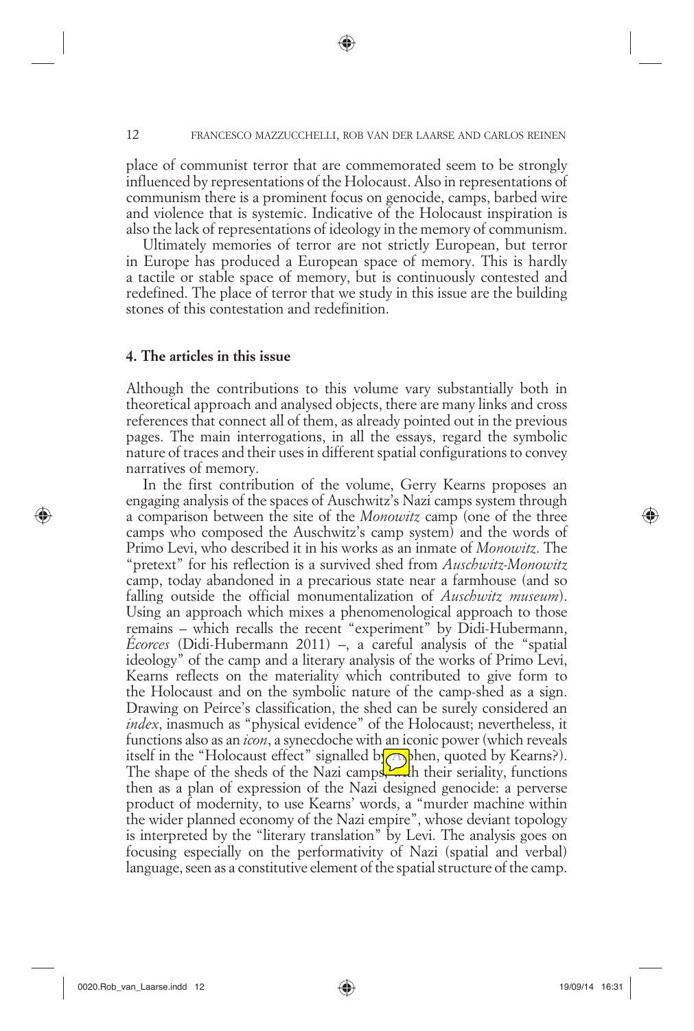place of communist terror that are commemorated seem to be strongly influenced by representations of the Holocaust. Also in representations of communism there is a prominent focus on genocide, camps, barbed wire and violence that is systemic. Indicative of the Holocaust inspiration is also the lack of representations of ideology in the memory of communism.

Ultimately memories of terror are not strictly European, but terror in Europe has produced a European space of memory. This is hardly a tactile or stable space of memory, but is continuously contested and redefined. The place of terror that we study in this issue are the building stones of this contestation and redefinition.

## 4. The articles in this issue

Although the contributions to this volume vary substantially both in theoretical approach and analysed objects, there are many links and cross references that connect all of them, as already pointed out in the previous pages. The main interrogations, in all the essays, regard the symbolic nature of traces and their uses in different spatial configurations to convey narratives of memory.

In the first contribution of the volume, Gerry Kearns proposes an engaging analysis of the spaces of Auschwitz's Nazi camps system through a comparison between the site of the *Monowitz* camp (one of the three camps who composed the Auschwitz's camp system) and the words of Primo Levi, who described it in his works as an inmate of *Monowitz*. The "pretext" for his reflection is a survived shed from *Auschwitz-Monowitz* camp, today abandoned in a precarious state near a farmhouse (and so falling outside the official monumentalization of *Auschwitz museum*). Using an approach which mixes a phenomenological approach to those remains – which recalls the recent "experiment" by Didi-Hubermann, *Écorces* (Didi-Hubermann 2011) –, a careful analysis of the "spatial ideology" of the camp and a literary analysis of the works of Primo Levi, Kearns reflects on the materiality which contributed to give form to the Holocaust and on the symbolic nature of the camp-shed as a sign. Drawing on Peirce's classification, the shed can be surely considered an *index*, inasmuch as "physical evidence" of the Holocaust; nevertheless, it functions also as an *icon*, a synecdoche with an iconic power (which reveals itself in the "Holocaust effect" signalled by Stephen, quoted by Kearns?). The shape of the sheds of the Nazi camps, with their seriality, functions then as a plan of expression of the Nazi designed genocide: a perverse product of modernity, to use Kearns' words, a "murder machine within the wider planned economy of the Nazi empire", whose deviant topology is interpreted by the "literary translation" by Levi. The analysis goes on focusing especially on the performativity of Nazi (spatial and verbal) language, seen as a constitutive element of the spatial structure of the camp.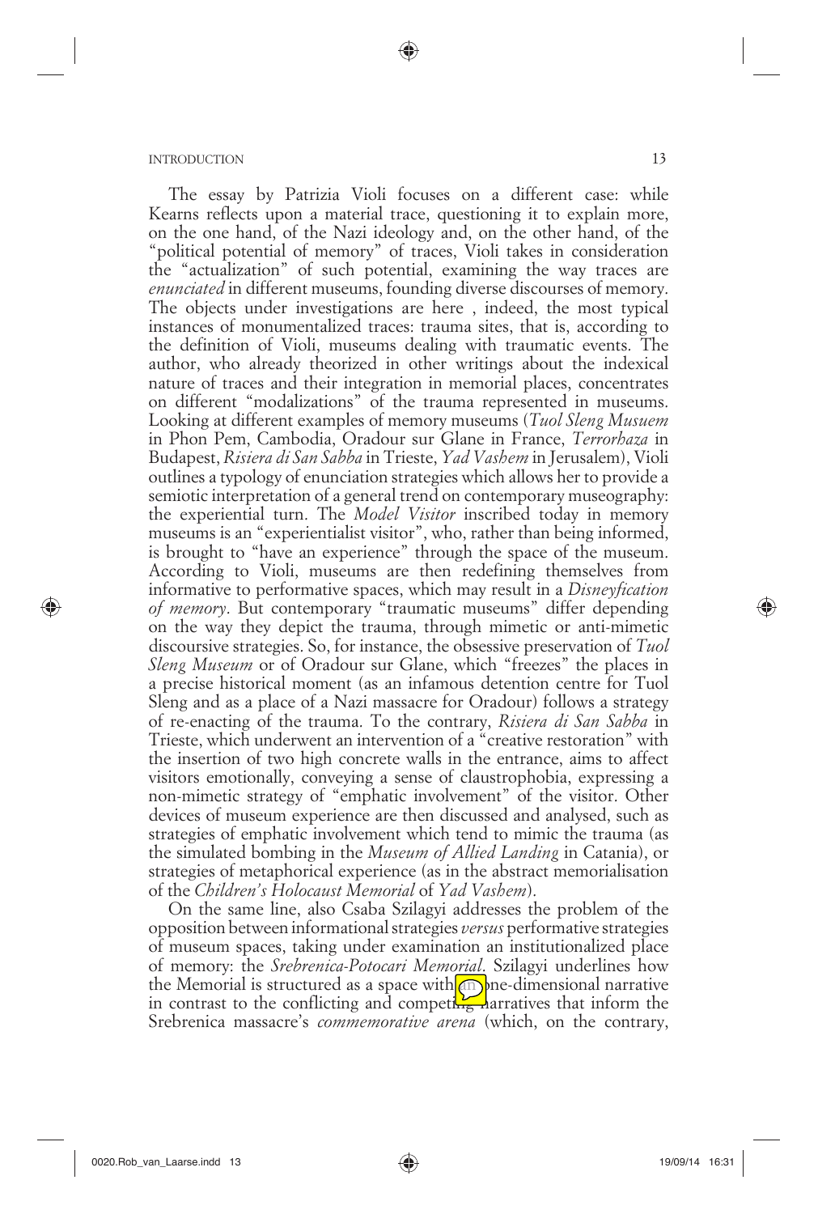The essay by Patrizia Violi focuses on a different case: while Kearns reflects upon a material trace, questioning it to explain more, on the one hand, of the Nazi ideology and, on the other hand, of the "political potential of memory" of traces, Violi takes in consideration the "actualization" of such potential, examining the way traces are *enunciated* in different museums, founding diverse discourses of memory. The objects under investigations are here , indeed, the most typical instances of monumentalized traces: trauma sites, that is, according to the definition of Violi, museums dealing with traumatic events. The author, who already theorized in other writings about the indexical nature of traces and their integration in memorial places, concentrates on different "modalizations" of the trauma represented in museums. Looking at different examples of memory museums (*Tuol Sleng Musuem* in Phon Pem, Cambodia, Oradour sur Glane in France, *Terrorhaza* in Budapest, *Risiera di San Sabba* in Trieste, *Yad Vashem* in Jerusalem), Violi outlines a typology of enunciation strategies which allows her to provide a semiotic interpretation of a general trend on contemporary museography: the experiential turn. The *Model Visitor* inscribed today in memory museums is an "experientialist visitor", who, rather than being informed, is brought to "have an experience" through the space of the museum. According to Violi, museums are then redefining themselves from informative to performative spaces, which may result in a *Disneyfication of memory*. But contemporary "traumatic museums" differ depending on the way they depict the trauma, through mimetic or anti-mimetic discoursive strategies. So, for instance, the obsessive preservation of *Tuol Sleng Museum* or of Oradour sur Glane, which "freezes" the places in a precise historical moment (as an infamous detention centre for Tuol Sleng and as a place of a Nazi massacre for Oradour) follows a strategy of re-enacting of the trauma. To the contrary, *Risiera di San Sabba* in Trieste, which underwent an intervention of a "creative restoration" with the insertion of two high concrete walls in the entrance, aims to affect visitors emotionally, conveying a sense of claustrophobia, expressing a non-mimetic strategy of "emphatic involvement" of the visitor. Other devices of museum experience are then discussed and analysed, such as strategies of emphatic involvement which tend to mimic the trauma (as the simulated bombing in the *Museum of Allied Landing* in Catania), or strategies of metaphorical experience (as in the abstract memorialisation of the *Children's Holocaust Memorial* of *Yad Vashem*).

On the same line, also Csaba Szilagyi addresses the problem of the opposition between informational strategies *versus* performative strategies of museum spaces, taking under examination an institutionalized place of memory: the *Srebrenica-Potocari Memorial*. Szilagyi underlines how the Memorial is structured as a space with an one-dimensional narrative in contrast to the conflicting and competing narratives that inform the Srebrenica massacre's *commemorative arena* (which, on the contrary,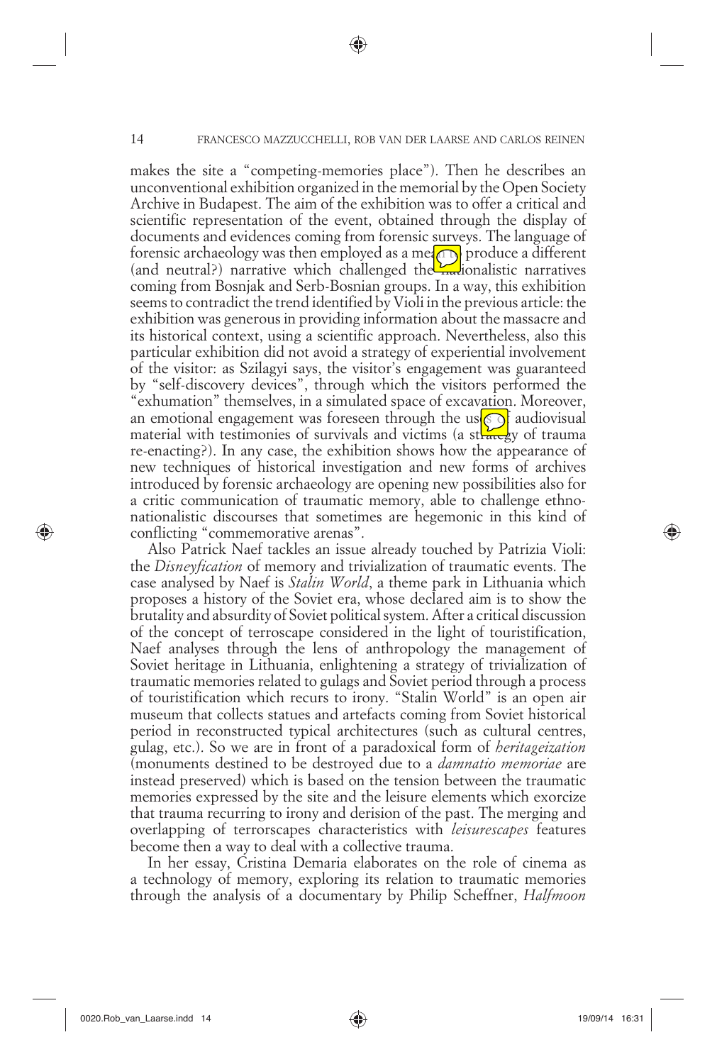makes the site a "competing-memories place"). Then he describes an unconventional exhibition organized in the memorial by the Open Society Archive in Budapest. The aim of the exhibition was to offer a critical and scientific representation of the event, obtained through the display of documents and evidences coming from forensic surveys. The language of forensic archaeology was then employed as a mean to produce a different (and neutral?) narrative which challenged the nationalistic narratives coming from Bosnjak and Serb-Bosnian groups. In a way, this exhibition seems to contradict the trend identified by Violi in the previous article: the exhibition was generous in providing information about the massacre and its historical context, using a scientific approach. Nevertheless, also this particular exhibition did not avoid a strategy of experiential involvement of the visitor: as Szilagyi says, the visitor's engagement was guaranteed by "self-discovery devices", through which the visitors performed the "exhumation" themselves, in a simulated space of excavation. Moreover, an emotional engagement was foreseen through the uses of audiovisual material with testimonies of survivals and victims (a strategy of trauma re-enacting?). In any case, the exhibition shows how the appearance of new techniques of historical investigation and new forms of archives introduced by forensic archaeology are opening new possibilities also for a critic communication of traumatic memory, able to challenge ethno-nationalistic discourses that sometimes are hegemonic in this kind of conflicting "commemorative arenas".

Also Patrick Naef tackles an issue already touched by Patrizia Violi: the *Disneyfication* of memory and trivialization of traumatic events. The case analysed by Naef is *Stalin World*, a theme park in Lithuania which proposes a history of the Soviet era, whose declared aim is to show the brutality and absurdity of Soviet political system. After a critical discussion of the concept of terroscape considered in the light of touristification, Naef analyses through the lens of anthropology the management of Soviet heritage in Lithuania, enlightening a strategy of trivialization of traumatic memories related to gulags and Soviet period through a process of touristification which recurs to irony. "Stalin World" is an open air museum that collects statues and artefacts coming from Soviet historical period in reconstructed typical architectures (such as cultural centres, gulag, etc.). So we are in front of a paradoxical form of *heritageization* (monuments destined to be destroyed due to a *damnatio memoriae* are instead preserved) which is based on the tension between the traumatic memories expressed by the site and the leisure elements which exorcize that trauma recurring to irony and derision of the past. The merging and overlapping of terrorscapes characteristics with *leisurescapes* features become then a way to deal with a collective trauma.

In her essay, Cristina Demaria elaborates on the role of cinema as a technology of memory, exploring its relation to traumatic memories through the analysis of a documentary by Philip Scheffner, *Halfmoon*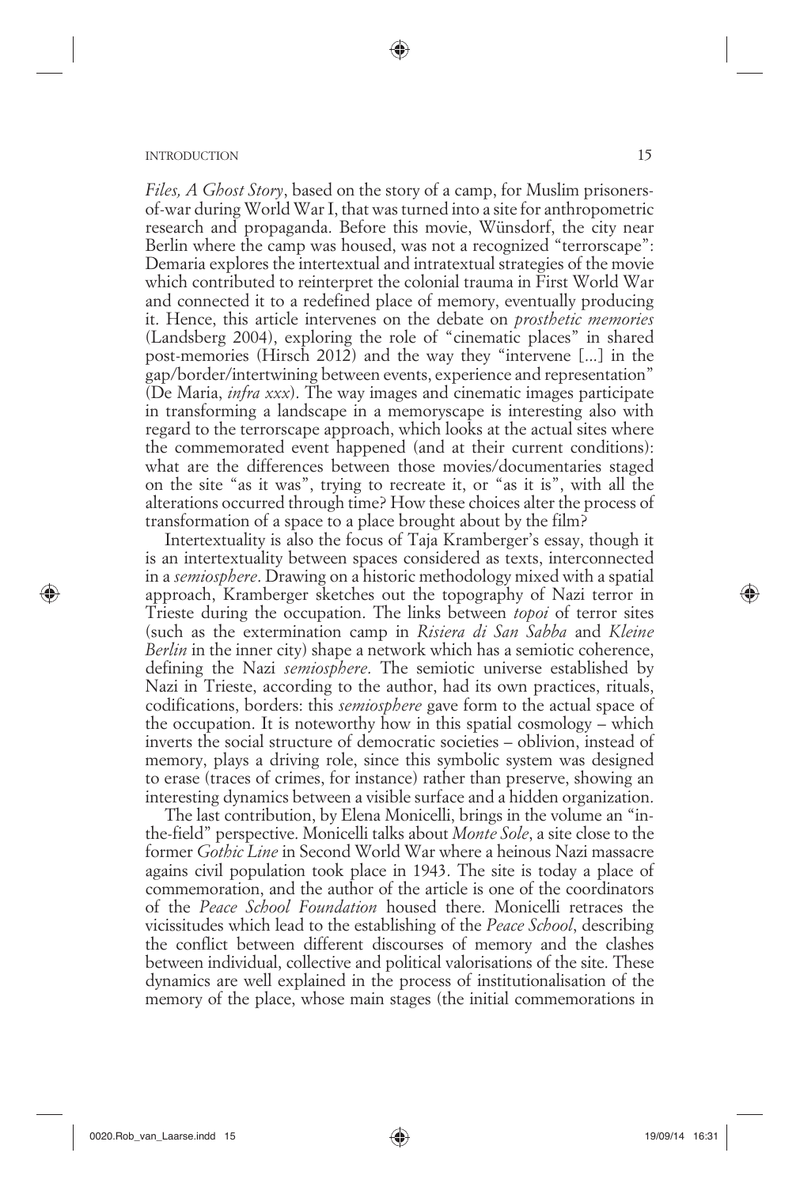*Files, A Ghost Story*, based on the story of a camp, for Muslim prisoners-of-war during World War I, that was turned into a site for anthropometric research and propaganda. Before this movie, Wünsdorf, the city near Berlin where the camp was housed, was not a recognized "terrorscape": Demaria explores the intertextual and intratextual strategies of the movie which contributed to reinterpret the colonial trauma in First World War and connected it to a redefined place of memory, eventually producing it. Hence, this article intervenes on the debate on *prosthetic memories* (Landsberg 2004), exploring the role of "cinematic places" in shared post-memories (Hirsch 2012) and the way they "intervene [...] in the gap/border/intertwining between events, experience and representation" (De Maria, *infra xxx*). The way images and cinematic images participate in transforming a landscape in a memoryscape is interesting also with regard to the terrorscape approach, which looks at the actual sites where the commemorated event happened (and at their current conditions): what are the differences between those movies/documentaries staged on the site "as it was", trying to recreate it, or "as it is", with all the alterations occurred through time? How these choices alter the process of transformation of a space to a place brought about by the film?

Intertextuality is also the focus of Taja Kramberger's essay, though it is an intertextuality between spaces considered as texts, interconnected in a *semiosphere*. Drawing on a historic methodology mixed with a spatial approach, Kramberger sketches out the topography of Nazi terror in Trieste during the occupation. The links between *topoi* of terror sites (such as the extermination camp in *Risiera di San Sabba* and *Kleine Berlin* in the inner city) shape a network which has a semiotic coherence, defining the Nazi *semiosphere*. The semiotic universe established by Nazi in Trieste, according to the author, had its own practices, rituals, codifications, borders: this *semiosphere* gave form to the actual space of the occupation. It is noteworthy how in this spatial cosmology – which inverts the social structure of democratic societies – oblivion, instead of memory, plays a driving role, since this symbolic system was designed to erase (traces of crimes, for instance) rather than preserve, showing an interesting dynamics between a visible surface and a hidden organization.

The last contribution, by Elena Monicelli, brings in the volume an "in-the-field" perspective. Monicelli talks about *Monte Sole*, a site close to the former *Gothic Line* in Second World War where a heinous Nazi massacre agains civil population took place in 1943. The site is today a place of commemoration, and the author of the article is one of the coordinators of the *Peace School Foundation* housed there. Monicelli retraces the vicissitudes which lead to the establishing of the *Peace School*, describing the conflict between different discourses of memory and the clashes between individual, collective and political valorisations of the site. These dynamics are well explained in the process of institutionalisation of the memory of the place, whose main stages (the initial commemorations in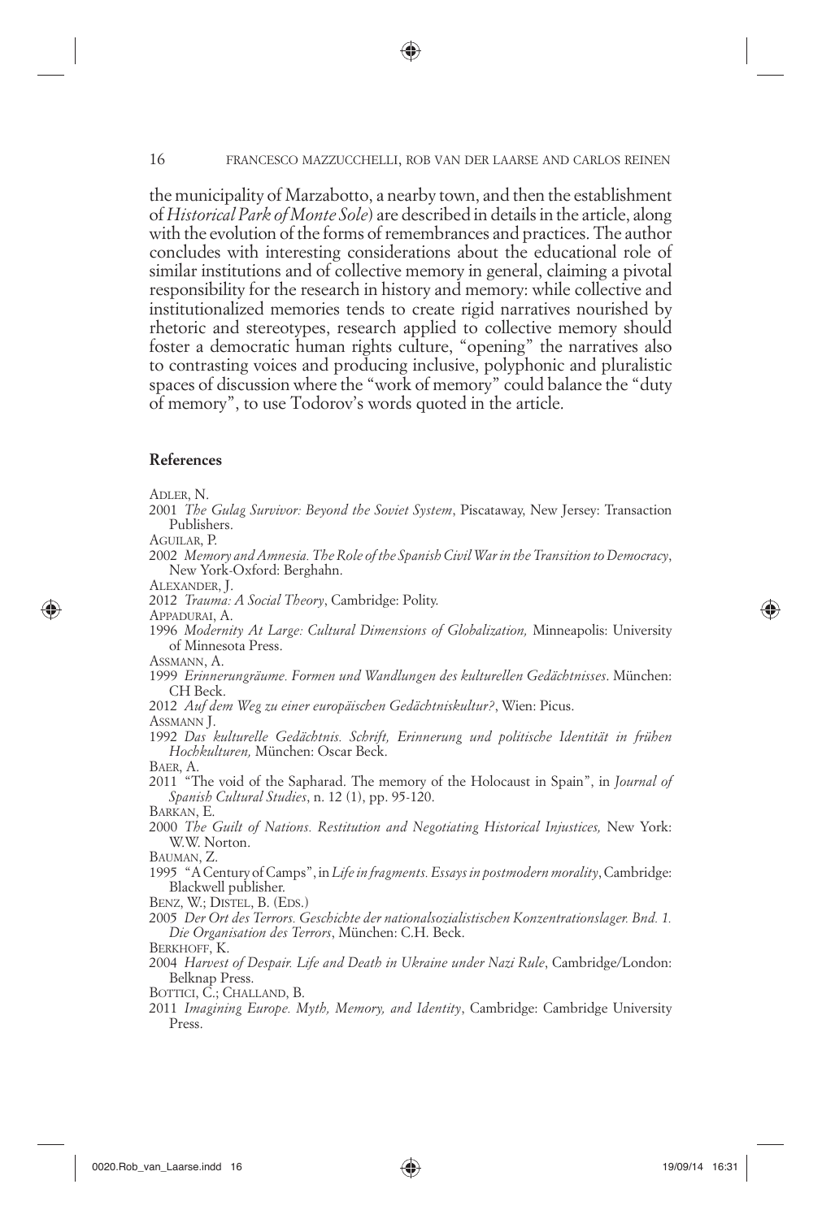the municipality of Marzabotto, a nearby town, and then the establishment of *Historical Park of Monte Sole*) are described in details in the article, along with the evolution of the forms of remembrances and practices. The author concludes with interesting considerations about the educational role of similar institutions and of collective memory in general, claiming a pivotal responsibility for the research in history and memory: while collective and institutionalized memories tends to create rigid narratives nourished by rhetoric and stereotypes, research applied to collective memory should foster a democratic human rights culture, "opening" the narratives also to contrasting voices and producing inclusive, polyphonic and pluralistic spaces of discussion where the "work of memory" could balance the "duty of memory", to use Todorov's words quoted in the article.

**References**

Adler, N.
2001 *The Gulag Survivor: Beyond the Soviet System*, Piscataway, New Jersey: Transaction Publishers.

Aguilar, P.
2002 *Memory and Amnesia. The Role of the Spanish Civil War in the Transition to Democracy*, New York-Oxford: Berghahn.

Alexander, J.
2012 *Trauma: A Social Theory*, Cambridge: Polity.

Appadurai, A.
1996 *Modernity At Large: Cultural Dimensions of Globalization,* Minneapolis: University of Minnesota Press.

Assmann, A.
1999 *Erinnerungräume. Formen und Wandlungen des kulturellen Gedächtnisses*. München: CH Beck.
2012 *Auf dem Weg zu einer europäischen Gedächtniskultur?*, Wien: Picus.

Assmann J.
1992 *Das kulturelle Gedächtnis. Schrift, Erinnerung und politische Identität in frühen Hochkulturen,* München: Oscar Beck.

Baer, A.
2011 "The void of the Sapharad. The memory of the Holocaust in Spain", in *Journal of Spanish Cultural Studies*, n. 12 (1), pp. 95-120.

Barkan, E.
2000 *The Guilt of Nations. Restitution and Negotiating Historical Injustices,* New York: W.W. Norton.

Bauman, Z.
1995 "A Century of Camps", in *Life in fragments. Essays in postmodern morality*, Cambridge: Blackwell publisher.

Benz, W.; Distel, B. (Eds.)
2005 *Der Ort des Terrors. Geschichte der nationalsozialistischen Konzentrationslager. Bnd. 1. Die Organisation des Terrors*, München: C.H. Beck.

Berkhoff, K.
2004 *Harvest of Despair. Life and Death in Ukraine under Nazi Rule*, Cambridge/London: Belknap Press.

Bottici, C.; Challand, B.
2011 *Imagining Europe. Myth, Memory, and Identity*, Cambridge: Cambridge University Press.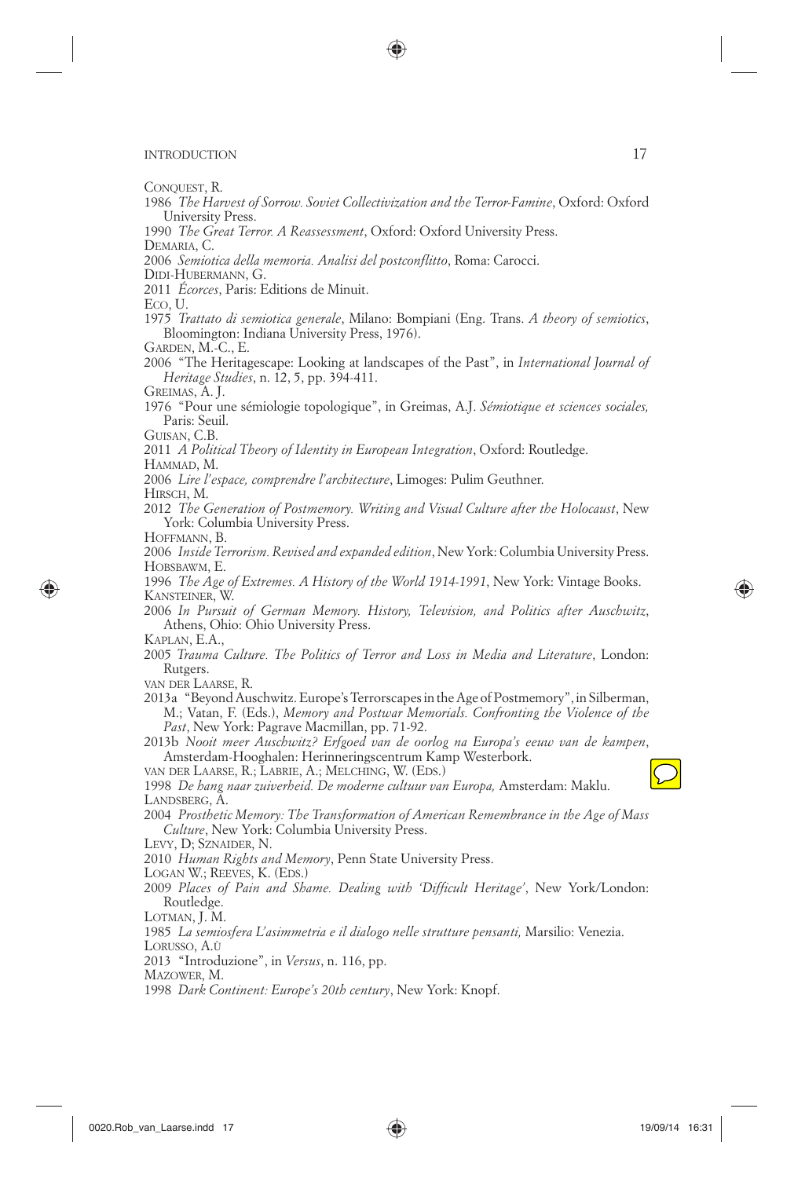Conquest, R.

1986 *The Harvest of Sorrow. Soviet Collectivization and the Terror-Famine*, Oxford: Oxford University Press.

1990 *The Great Terror. A Reassessment*, Oxford: Oxford University Press.

Demaria, C.

2006 *Semiotica della memoria. Analisi del postconflitto*, Roma: Carocci.

Didi-Hubermann, G.

2011 *Écorces*, Paris: Editions de Minuit.

Eco, U.

1975 *Trattato di semiotica generale*, Milano: Bompiani (Eng. Trans. *A theory of semiotics*, Bloomington: Indiana University Press, 1976).

Garden, M.-C., E.

2006 "The Heritagescape: Looking at landscapes of the Past", in *International Journal of Heritage Studies*, n. 12, 5, pp. 394-411.

Greimas, A. J.

1976 "Pour une sémiologie topologique", in Greimas, A.J. *Sémiotique et sciences sociales,* Paris: Seuil.

Guisan, C.B.

2011 *A Political Theory of Identity in European Integration*, Oxford: Routledge.

Hammad, M.

2006 *Lire l'espace, comprendre l'architecture*, Limoges: Pulim Geuthner.

Hirsch, M.

2012 *The Generation of Postmemory. Writing and Visual Culture after the Holocaust*, New York: Columbia University Press.

Hoffmann, B.

2006 *Inside Terrorism. Revised and expanded edition*, New York: Columbia University Press.

Hobsbawm, E.

1996 *The Age of Extremes. A History of the World 1914-1991*, New York: Vintage Books.

Kansteiner, W.

2006 *In Pursuit of German Memory. History, Television, and Politics after Auschwitz*, Athens, Ohio: Ohio University Press.

Kaplan, E.A.,

2005 *Trauma Culture. The Politics of Terror and Loss in Media and Literature*, London: Rutgers.

van der Laarse, R.

2013a "Beyond Auschwitz. Europe's Terrorscapes in the Age of Postmemory", in Silberman, M.; Vatan, F. (Eds.), *Memory and Postwar Memorials. Confronting the Violence of the Past*, New York: Pagrave Macmillan, pp. 71-92.

2013b *Nooit meer Auschwitz? Erfgoed van de oorlog na Europa's eeuw van de kampen*, Amsterdam-Hooghalen: Herinneringscentrum Kamp Westerbork.

van der Laarse, R.; Labrie, A.; Melching, W. (Eds.)

1998 *De hang naar zuiverheid. De moderne cultuur van Europa,* Amsterdam: Maklu.

Landsberg, A.

2004 *Prosthetic Memory: The Transformation of American Remembrance in the Age of Mass Culture*, New York: Columbia University Press.

Levy, D; Sznaider, N.

2010 *Human Rights and Memory*, Penn State University Press.

Logan W.; Reeves, K. (Eds.)

2009 *Places of Pain and Shame. Dealing with 'Difficult Heritage'*, New York/London: Routledge.

Lotman, J. M.

1985 *La semiosfera L'asimmetria e il dialogo nelle strutture pensanti,* Marsilio: Venezia.

Lorusso, A.ù

2013 "Introduzione", in *Versus*, n. 116, pp.

Mazower, M.

1998 *Dark Continent: Europe's 20th century*, New York: Knopf.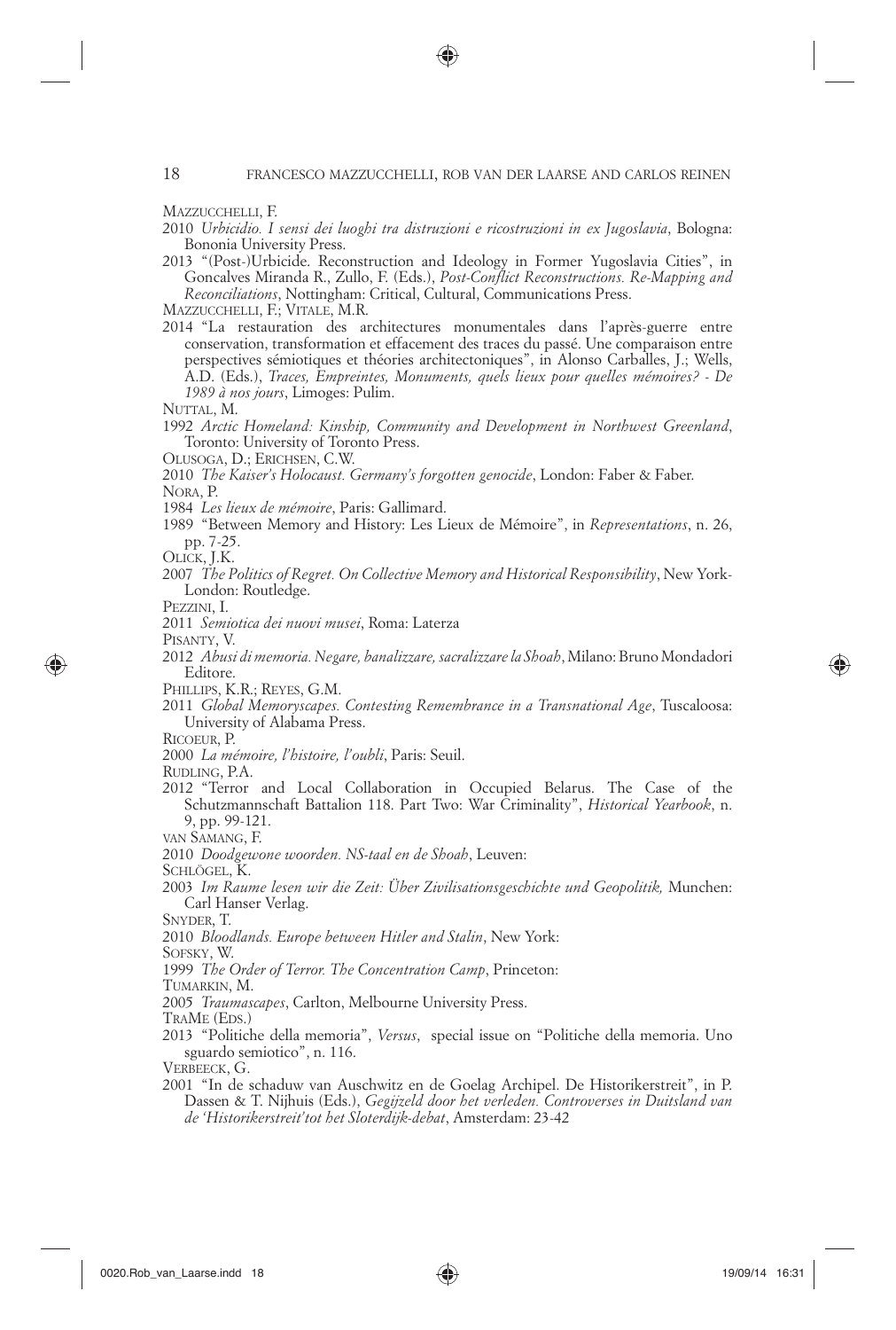Mazzucchelli, F.

2010 *Urbicidio. I sensi dei luoghi tra distruzioni e ricostruzioni in ex Jugoslavia*, Bologna: Bononia University Press.

2013 "(Post-)Urbicide. Reconstruction and Ideology in Former Yugoslavia Cities", in Goncalves Miranda R., Zullo, F. (Eds.), *Post-Conflict Reconstructions. Re-Mapping and Reconciliations*, Nottingham: Critical, Cultural, Communications Press.

Mazzucchelli, F.; Vitale, M.R.

2014 "La restauration des architectures monumentales dans l'après-guerre entre conservation, transformation et effacement des traces du passé. Une comparaison entre perspectives sémiotiques et théories architectoniques", in Alonso Carballes, J.; Wells, A.D. (Eds.), *Traces, Empreintes, Monuments, quels lieux pour quelles mémoires? - De 1989 à nos jours*, Limoges: Pulim.

Nuttal, M.

1992 *Arctic Homeland: Kinship, Community and Development in Northwest Greenland*, Toronto: University of Toronto Press.

Olusoga, D.; Erichsen, C.W.

2010 *The Kaiser's Holocaust. Germany's forgotten genocide*, London: Faber & Faber.

Nora, P.

1984 *Les lieux de mémoire*, Paris: Gallimard.

1989 "Between Memory and History: Les Lieux de Mémoire", in *Representations*, n. 26, pp. 7-25.

Olick, J.K.

2007 *The Politics of Regret. On Collective Memory and Historical Responsibility*, New York-London: Routledge.

Pezzini, I.

2011 *Semiotica dei nuovi musei*, Roma: Laterza

Pisanty, V.

2012 *Abusi di memoria. Negare, banalizzare, sacralizzare la Shoah*, Milano: Bruno Mondadori Editore.

Phillips, K.R.; Reyes, G.M.

2011 *Global Memoryscapes. Contesting Remembrance in a Transnational Age*, Tuscaloosa: University of Alabama Press.

Ricoeur, P.

2000 *La mémoire, l'histoire, l'oubli*, Paris: Seuil.

Rudling, P.A.

2012 "Terror and Local Collaboration in Occupied Belarus. The Case of the Schutzmannschaft Battalion 118. Part Two: War Criminality", *Historical Yearbook*, n. 9, pp. 99-121.

van Samang, F.

2010 *Doodgewone woorden. NS-taal en de Shoah*, Leuven:

Schlögel, K.

2003 *Im Raume lesen wir die Zeit: Über Zivilisationsgeschichte und Geopolitik,* Munchen: Carl Hanser Verlag.

Snyder, T.

2010 *Bloodlands. Europe between Hitler and Stalin*, New York:

Sofsky, W.

1999 *The Order of Terror. The Concentration Camp*, Princeton:

Tumarkin, M.

2005 *Traumascapes*, Carlton, Melbourne University Press.

TraMe (Eds.)

2013 "Politiche della memoria", *Versus*, special issue on "Politiche della memoria. Uno sguardo semiotico", n. 116.

Verbeeck, G.

2001 "In de schaduw van Auschwitz en de Goelag Archipel. De Historikerstreit", in P. Dassen & T. Nijhuis (Eds.), *Gegijzeld door het verleden. Controverses in Duitsland van de 'Historikerstreit' tot het Sloterdijk-debat*, Amsterdam: 23-42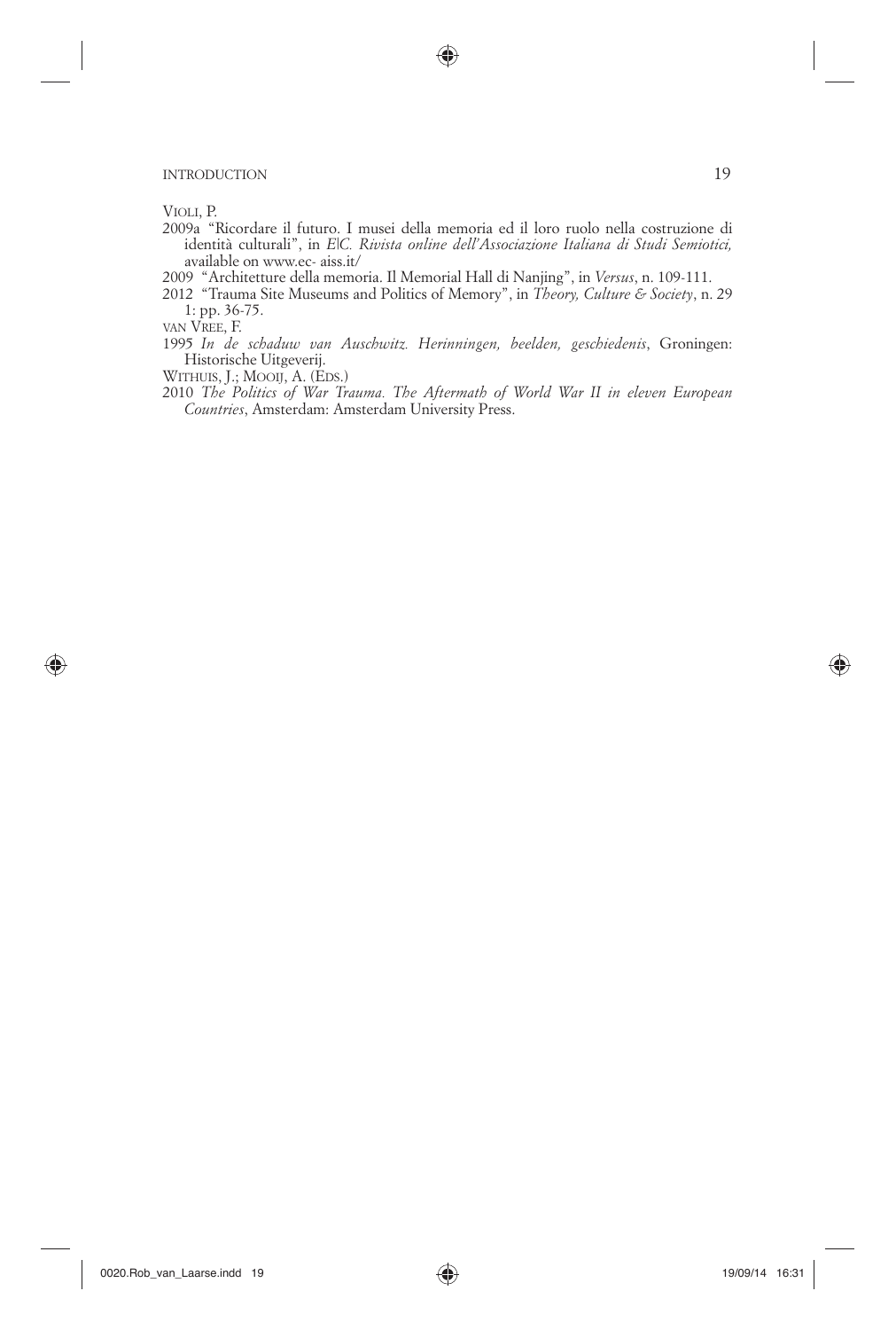VIOLI, P.

2009a "Ricordare il futuro. I musei della memoria ed il loro ruolo nella costruzione di identità culturali", in *E|C. Rivista online dell'Associazione Italiana di Studi Semiotici,* available on www.ec- aiss.it/

2009 "Architetture della memoria. Il Memorial Hall di Nanjing", in *Versus*, n. 109-111.

2012 "Trauma Site Museums and Politics of Memory", in *Theory, Culture & Society*, n. 29 1: pp. 36-75.

VAN VREE, F.

1995 *In de schaduw van Auschwitz. Herinningen, beelden, geschiedenis*, Groningen: Historische Uitgeverij.

WITHUIS, J.; MOOIJ, A. (EDS.)

2010 *The Politics of War Trauma. The Aftermath of World War II in eleven European Countries*, Amsterdam: Amsterdam University Press.